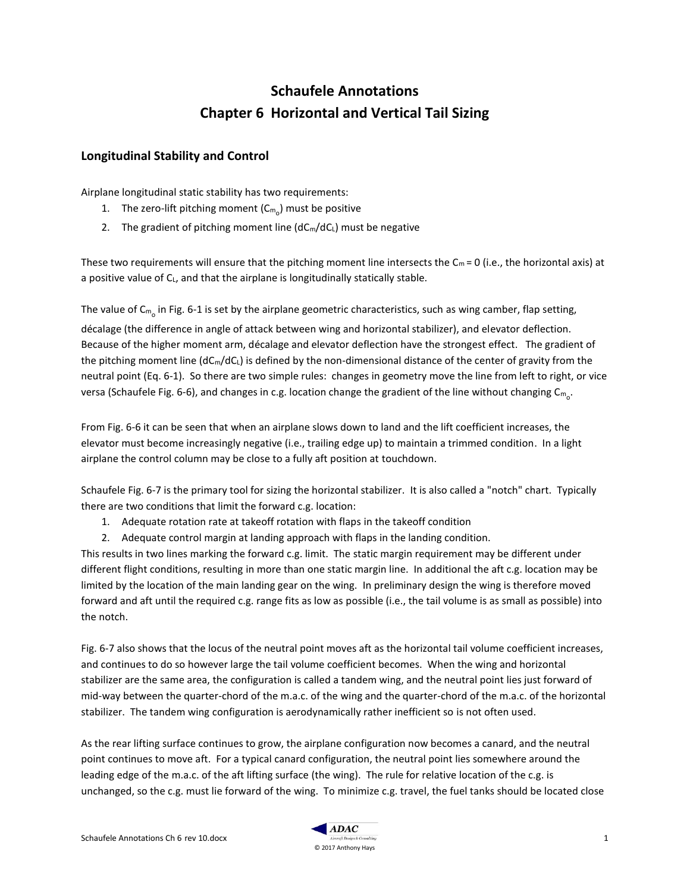# Schaufele Annotations

# Chapter 6 Horizontal and Vertical Tail Sizing

## Longitudinal Stability and Control

Airplane longitudinal static stability has two requirements:

1. The zero-lift pitching moment ($C_{m_o}$) must be positive
2. The gradient of pitching moment line ($dC_m/dC_L$) must be negative

These two requirements will ensure that the pitching moment line intersects the $C_m = 0$ (i.e., the horizontal axis) at a positive value of $C_L$, and that the airplane is longitudinally statically stable.

The value of $C_{m_o}$ in Fig. 6-1 is set by the airplane geometric characteristics, such as wing camber, flap setting, décalage (the difference in angle of attack between wing and horizontal stabilizer), and elevator deflection. Because of the higher moment arm, décalage and elevator deflection have the strongest effect. The gradient of the pitching moment line ($dC_m/dC_L$) is defined by the non-dimensional distance of the center of gravity from the neutral point (Eq. 6-1). So there are two simple rules: changes in geometry move the line from left to right, or vice versa (Schaufele Fig. 6-6), and changes in c.g. location change the gradient of the line without changing $C_{m_o}$.

From Fig. 6-6 it can be seen that when an airplane slows down to land and the lift coefficient increases, the elevator must become increasingly negative (i.e., trailing edge up) to maintain a trimmed condition. In a light airplane the control column may be close to a fully aft position at touchdown.

Schaufele Fig. 6-7 is the primary tool for sizing the horizontal stabilizer. It is also called a "notch" chart. Typically there are two conditions that limit the forward c.g. location:

1. Adequate rotation rate at takeoff rotation with flaps in the takeoff condition
2. Adequate control margin at landing approach with flaps in the landing condition.

This results in two lines marking the forward c.g. limit. The static margin requirement may be different under different flight conditions, resulting in more than one static margin line. In additional the aft c.g. location may be limited by the location of the main landing gear on the wing. In preliminary design the wing is therefore moved forward and aft until the required c.g. range fits as low as possible (i.e., the tail volume is as small as possible) into the notch.

Fig. 6-7 also shows that the locus of the neutral point moves aft as the horizontal tail volume coefficient increases, and continues to do so however large the tail volume coefficient becomes. When the wing and horizontal stabilizer are the same area, the configuration is called a tandem wing, and the neutral point lies just forward of mid-way between the quarter-chord of the m.a.c. of the wing and the quarter-chord of the m.a.c. of the horizontal stabilizer. The tandem wing configuration is aerodynamically rather inefficient so is not often used.

As the rear lifting surface continues to grow, the airplane configuration now becomes a canard, and the neutral point continues to move aft. For a typical canard configuration, the neutral point lies somewhere around the leading edge of the m.a.c. of the aft lifting surface (the wing). The rule for relative location of the c.g. is unchanged, so the c.g. must lie forward of the wing. To minimize c.g. travel, the fuel tanks should be located close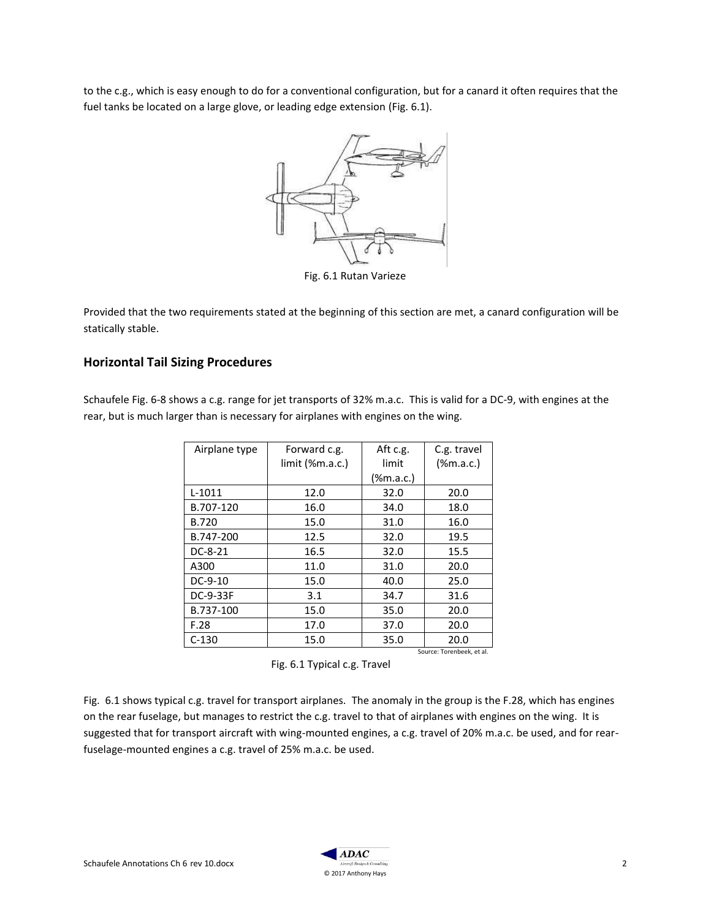to the c.g., which is easy enough to do for a conventional configuration, but for a canard it often requires that the fuel tanks be located on a large glove, or leading edge extension (Fig. 6.1).

Fig. 6.1 Rutan Varieze

Provided that the two requirements stated at the beginning of this section are met, a canard configuration will be statically stable.

## Horizontal Tail Sizing Procedures

Schaufele Fig. 6-8 shows a c.g. range for jet transports of 32% m.a.c. This is valid for a DC-9, with engines at the rear, but is much larger than is necessary for airplanes with engines on the wing.

| Airplane type | Forward c.g. limit (%m.a.c.) | Aft c.g. limit (%m.a.c.) | C.g. travel (%m.a.c.) |
|---|---|---|---|
| L-1011 | 12.0 | 32.0 | 20.0 |
| B.707-120 | 16.0 | 34.0 | 18.0 |
| B.720 | 15.0 | 31.0 | 16.0 |
| B.747-200 | 12.5 | 32.0 | 19.5 |
| DC-8-21 | 16.5 | 32.0 | 15.5 |
| A300 | 11.0 | 31.0 | 20.0 |
| DC-9-10 | 15.0 | 40.0 | 25.0 |
| DC-9-33F | 3.1 | 34.7 | 31.6 |
| B.737-100 | 15.0 | 35.0 | 20.0 |
| F.28 | 17.0 | 37.0 | 20.0 |
| C-130 | 15.0 | 35.0 | 20.0 |

Source: Torenbeek, et al.

Fig. 6.1 Typical c.g. Travel

Fig. 6.1 shows typical c.g. travel for transport airplanes. The anomaly in the group is the F.28, which has engines on the rear fuselage, but manages to restrict the c.g. travel to that of airplanes with engines on the wing. It is suggested that for transport aircraft with wing-mounted engines, a c.g. travel of 20% m.a.c. be used, and for rear-fuselage-mounted engines a c.g. travel of 25% m.a.c. be used.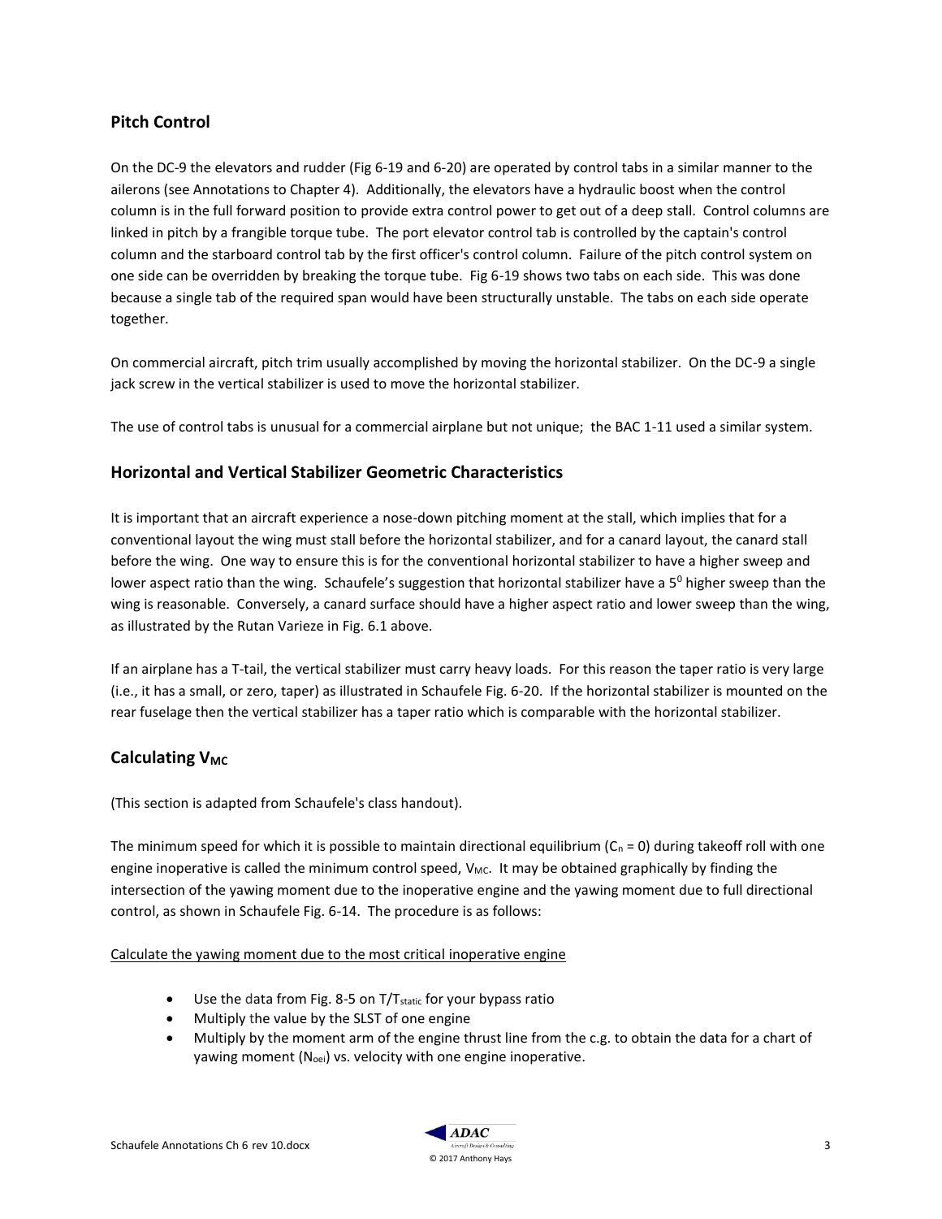## Pitch Control

On the DC-9 the elevators and rudder (Fig 6-19 and 6-20) are operated by control tabs in a similar manner to the ailerons (see Annotations to Chapter 4). Additionally, the elevators have a hydraulic boost when the control column is in the full forward position to provide extra control power to get out of a deep stall. Control columns are linked in pitch by a frangible torque tube. The port elevator control tab is controlled by the captain's control column and the starboard control tab by the first officer's control column. Failure of the pitch control system on one side can be overridden by breaking the torque tube. Fig 6-19 shows two tabs on each side. This was done because a single tab of the required span would have been structurally unstable. The tabs on each side operate together.

On commercial aircraft, pitch trim usually accomplished by moving the horizontal stabilizer. On the DC-9 a single jack screw in the vertical stabilizer is used to move the horizontal stabilizer.

The use of control tabs is unusual for a commercial airplane but not unique; the BAC 1-11 used a similar system.

## Horizontal and Vertical Stabilizer Geometric Characteristics

It is important that an aircraft experience a nose-down pitching moment at the stall, which implies that for a conventional layout the wing must stall before the horizontal stabilizer, and for a canard layout, the canard stall before the wing. One way to ensure this is for the conventional horizontal stabilizer to have a higher sweep and lower aspect ratio than the wing. Schaufele's suggestion that horizontal stabilizer have a $5^0$ higher sweep than the wing is reasonable. Conversely, a canard surface should have a higher aspect ratio and lower sweep than the wing, as illustrated by the Rutan Varieze in Fig. 6.1 above.

If an airplane has a T-tail, the vertical stabilizer must carry heavy loads. For this reason the taper ratio is very large (i.e., it has a small, or zero, taper) as illustrated in Schaufele Fig. 6-20. If the horizontal stabilizer is mounted on the rear fuselage then the vertical stabilizer has a taper ratio which is comparable with the horizontal stabilizer.

## Calculating $V_{MC}$

(This section is adapted from Schaufele's class handout).

The minimum speed for which it is possible to maintain directional equilibrium ($C_n = 0$) during takeoff roll with one engine inoperative is called the minimum control speed, $V_{MC}$. It may be obtained graphically by finding the intersection of the yawing moment due to the inoperative engine and the yawing moment due to full directional control, as shown in Schaufele Fig. 6-14. The procedure is as follows:

Calculate the yawing moment due to the most critical inoperative engine

- Use the data from Fig. 8-5 on $T/T_{static}$ for your bypass ratio
- Multiply the value by the SLST of one engine
- Multiply by the moment arm of the engine thrust line from the c.g. to obtain the data for a chart of yawing moment ($N_{oei}$) vs. velocity with one engine inoperative.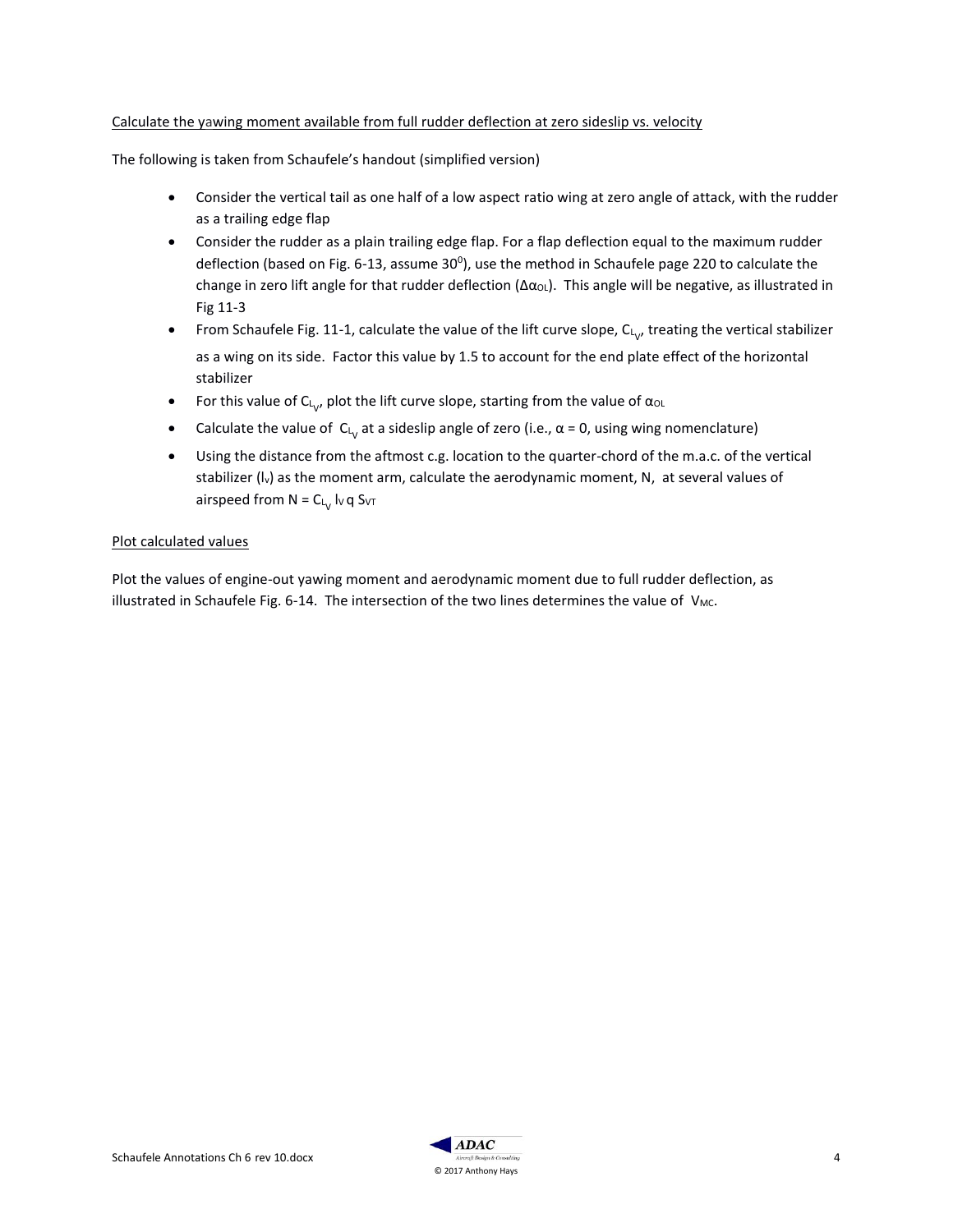Calculate the yawing moment available from full rudder deflection at zero sideslip vs. velocity

The following is taken from Schaufele's handout (simplified version)

- Consider the vertical tail as one half of a low aspect ratio wing at zero angle of attack, with the rudder as a trailing edge flap
- Consider the rudder as a plain trailing edge flap. For a flap deflection equal to the maximum rudder deflection (based on Fig. 6-13, assume $30^0$), use the method in Schaufele page 220 to calculate the change in zero lift angle for that rudder deflection ($\Delta\alpha_{OL}$). This angle will be negative, as illustrated in Fig 11-3
- From Schaufele Fig. 11-1, calculate the value of the lift curve slope, $C_{L_V}$, treating the vertical stabilizer as a wing on its side. Factor this value by 1.5 to account for the end plate effect of the horizontal stabilizer
- For this value of $C_{L_V}$, plot the lift curve slope, starting from the value of $\alpha_{OL}$
- Calculate the value of $C_{L_V}$ at a sideslip angle of zero (i.e., $\alpha = 0$, using wing nomenclature)
- Using the distance from the aftmost c.g. location to the quarter-chord of the m.a.c. of the vertical stabilizer ($l_v$) as the moment arm, calculate the aerodynamic moment, N, at several values of airspeed from $N = C_{L_V}\, l_V\, q\, S_{VT}$

Plot calculated values

Plot the values of engine-out yawing moment and aerodynamic moment due to full rudder deflection, as illustrated in Schaufele Fig. 6-14. The intersection of the two lines determines the value of $V_{MC}$.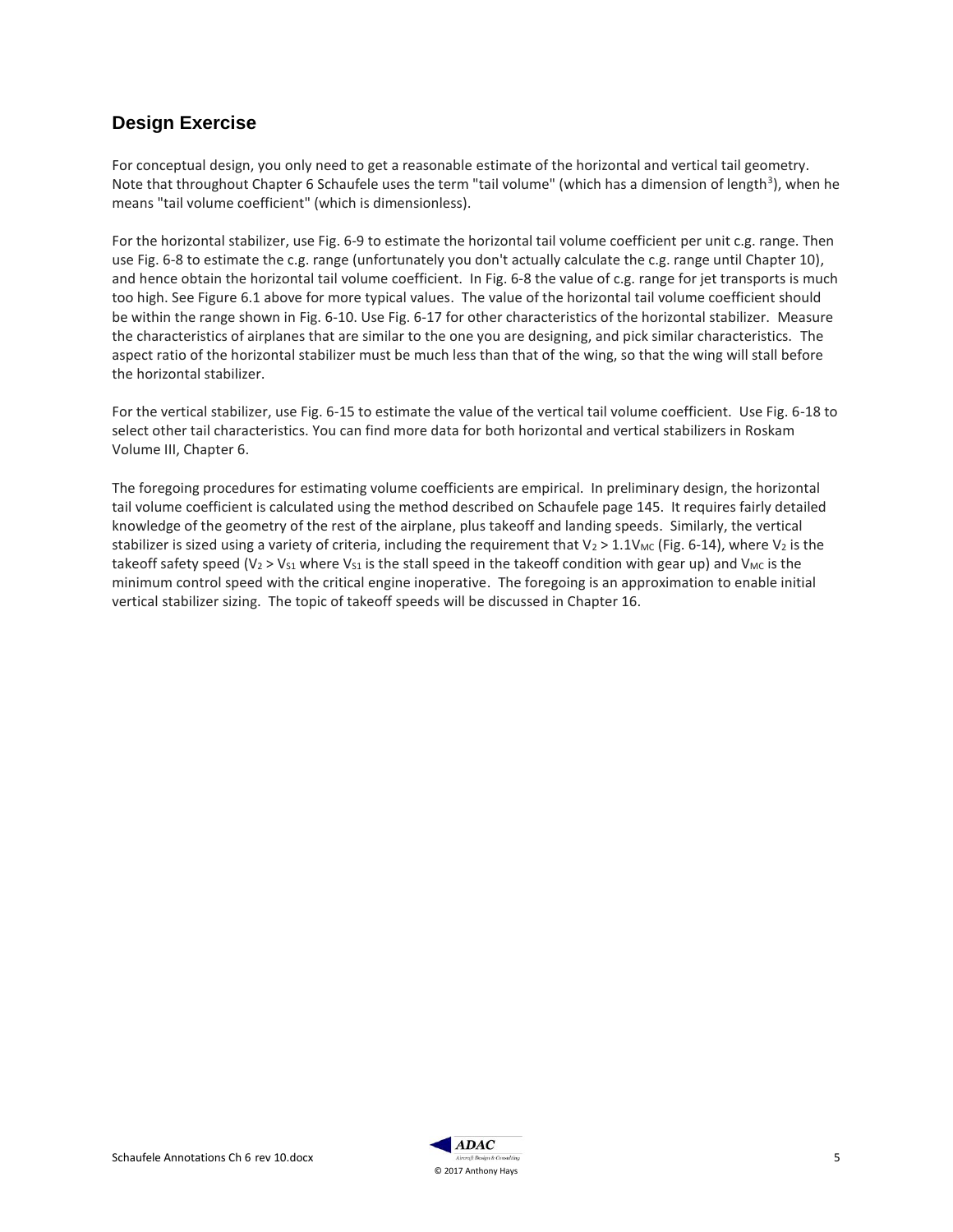## Design Exercise

For conceptual design, you only need to get a reasonable estimate of the horizontal and vertical tail geometry. Note that throughout Chapter 6 Schaufele uses the term "tail volume" (which has a dimension of length$^3$), when he means "tail volume coefficient" (which is dimensionless).

For the horizontal stabilizer, use Fig. 6-9 to estimate the horizontal tail volume coefficient per unit c.g. range. Then use Fig. 6-8 to estimate the c.g. range (unfortunately you don't actually calculate the c.g. range until Chapter 10), and hence obtain the horizontal tail volume coefficient. In Fig. 6-8 the value of c.g. range for jet transports is much too high. See Figure 6.1 above for more typical values. The value of the horizontal tail volume coefficient should be within the range shown in Fig. 6-10. Use Fig. 6-17 for other characteristics of the horizontal stabilizer. Measure the characteristics of airplanes that are similar to the one you are designing, and pick similar characteristics. The aspect ratio of the horizontal stabilizer must be much less than that of the wing, so that the wing will stall before the horizontal stabilizer.

For the vertical stabilizer, use Fig. 6-15 to estimate the value of the vertical tail volume coefficient. Use Fig. 6-18 to select other tail characteristics. You can find more data for both horizontal and vertical stabilizers in Roskam Volume III, Chapter 6.

The foregoing procedures for estimating volume coefficients are empirical. In preliminary design, the horizontal tail volume coefficient is calculated using the method described on Schaufele page 145. It requires fairly detailed knowledge of the geometry of the rest of the airplane, plus takeoff and landing speeds. Similarly, the vertical stabilizer is sized using a variety of criteria, including the requirement that $V_2 > 1.1V_{MC}$ (Fig. 6-14), where $V_2$ is the takeoff safety speed ($V_2 > V_{S1}$ where $V_{S1}$ is the stall speed in the takeoff condition with gear up) and $V_{MC}$ is the minimum control speed with the critical engine inoperative. The foregoing is an approximation to enable initial vertical stabilizer sizing. The topic of takeoff speeds will be discussed in Chapter 16.